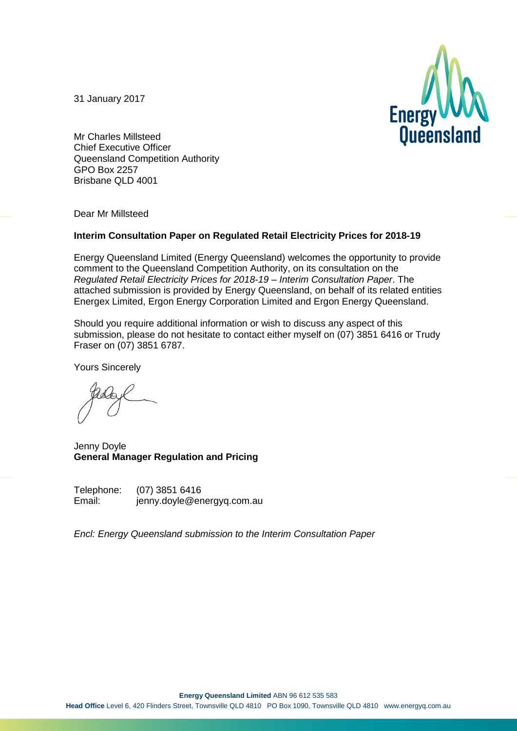31 January 2017

Mr Charles Millsteed
Chief Executive Officer
Queensland Competition Authority
GPO Box 2257
Brisbane QLD 4001

Dear Mr Millsteed

**Interim Consultation Paper on Regulated Retail Electricity Prices for 2018-19**

Energy Queensland Limited (Energy Queensland) welcomes the opportunity to provide comment to the Queensland Competition Authority, on its consultation on the *Regulated Retail Electricity Prices for 2018-19 – Interim Consultation Paper*. The attached submission is provided by Energy Queensland, on behalf of its related entities Energex Limited, Ergon Energy Corporation Limited and Ergon Energy Queensland.

Should you require additional information or wish to discuss any aspect of this submission, please do not hesitate to contact either myself on (07) 3851 6416 or Trudy Fraser on (07) 3851 6787.

Yours Sincerely

Jenny Doyle
**General Manager Regulation and Pricing**

Telephone: (07) 3851 6416
Email: jenny.doyle@energyq.com.au

*Encl: Energy Queensland submission to the Interim Consultation Paper*

**Energy Queensland Limited** ABN 96 612 535 583
**Head Office** Level 6, 420 Flinders Street, Townsville QLD 4810 PO Box 1090, Townsville QLD 4810 www.energyq.com.au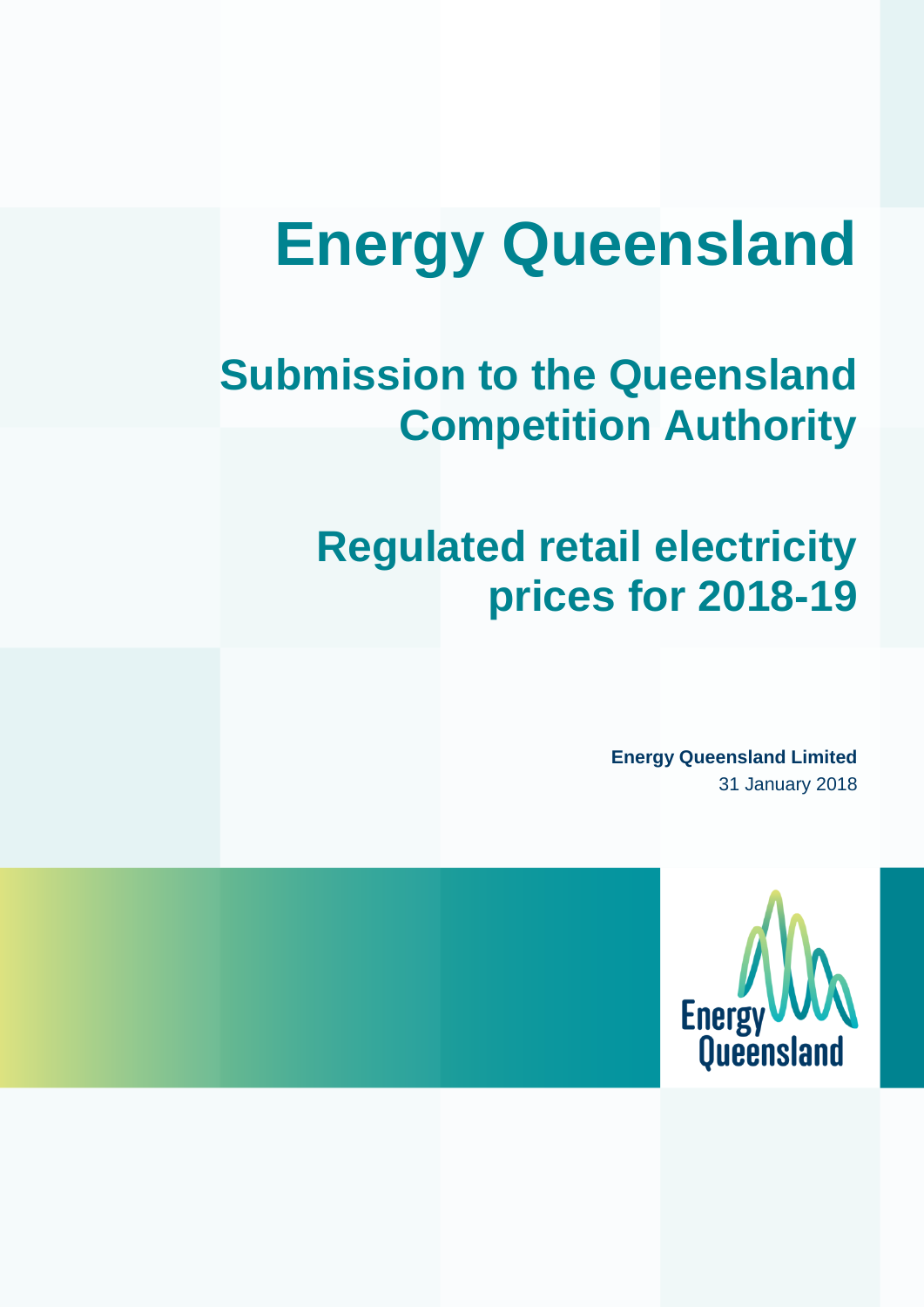# Energy Queensland

## Submission to the Queensland Competition Authority

## Regulated retail electricity prices for 2018-19

**Energy Queensland Limited**
31 January 2018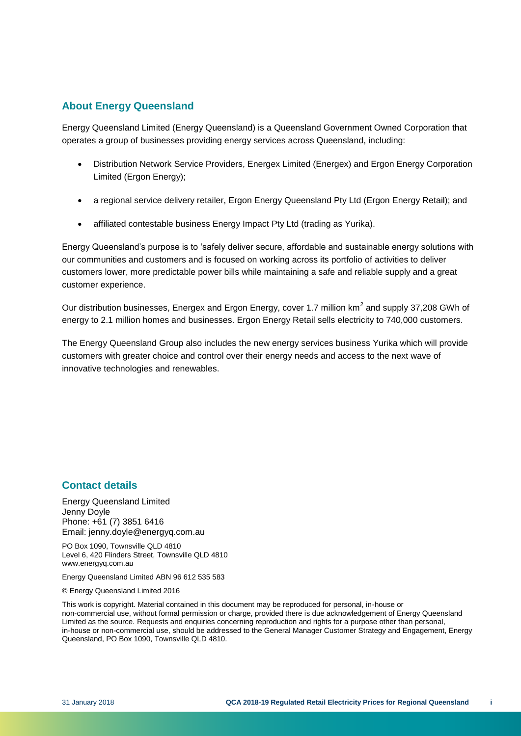## About Energy Queensland

Energy Queensland Limited (Energy Queensland) is a Queensland Government Owned Corporation that operates a group of businesses providing energy services across Queensland, including:

- Distribution Network Service Providers, Energex Limited (Energex) and Ergon Energy Corporation Limited (Ergon Energy);
- a regional service delivery retailer, Ergon Energy Queensland Pty Ltd (Ergon Energy Retail); and
- affiliated contestable business Energy Impact Pty Ltd (trading as Yurika).

Energy Queensland's purpose is to 'safely deliver secure, affordable and sustainable energy solutions with our communities and customers and is focused on working across its portfolio of activities to deliver customers lower, more predictable power bills while maintaining a safe and reliable supply and a great customer experience.

Our distribution businesses, Energex and Ergon Energy, cover 1.7 million $km^2$ and supply 37,208 GWh of energy to 2.1 million homes and businesses. Ergon Energy Retail sells electricity to 740,000 customers.

The Energy Queensland Group also includes the new energy services business Yurika which will provide customers with greater choice and control over their energy needs and access to the next wave of innovative technologies and renewables.

## Contact details

Energy Queensland Limited
Jenny Doyle
Phone: +61 (7) 3851 6416
Email: jenny.doyle@energyq.com.au

PO Box 1090, Townsville QLD 4810
Level 6, 420 Flinders Street, Townsville QLD 4810
www.energyq.com.au

Energy Queensland Limited ABN 96 612 535 583

© Energy Queensland Limited 2016

This work is copyright. Material contained in this document may be reproduced for personal, in-house or non-commercial use, without formal permission or charge, provided there is due acknowledgement of Energy Queensland Limited as the source. Requests and enquiries concerning reproduction and rights for a purpose other than personal, in-house or non-commercial use, should be addressed to the General Manager Customer Strategy and Engagement, Energy Queensland, PO Box 1090, Townsville QLD 4810.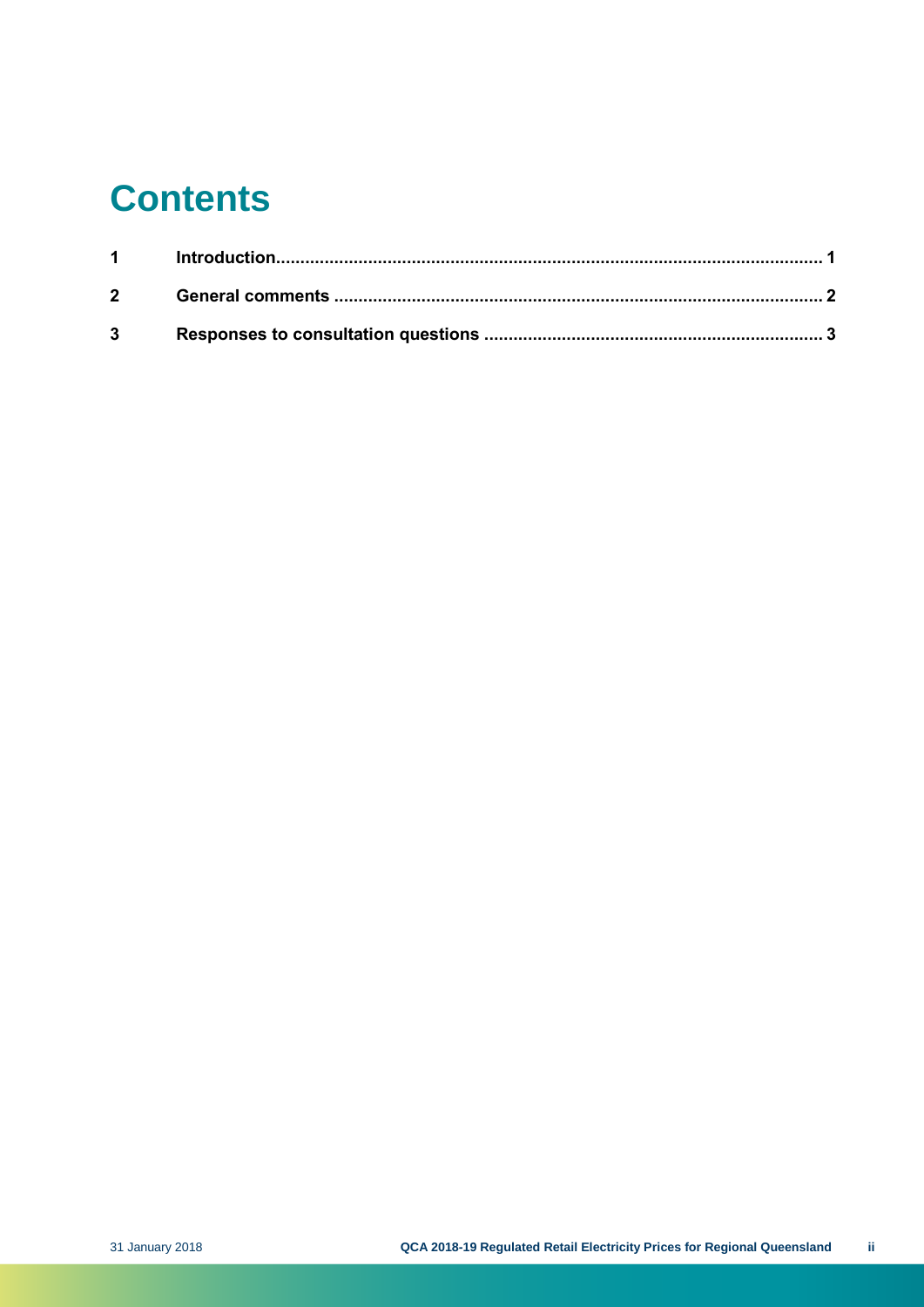# Contents

| | | |
|---|---|---|
| 1 | Introduction | 1 |
| 2 | General comments | 2 |
| 3 | Responses to consultation questions | 3 |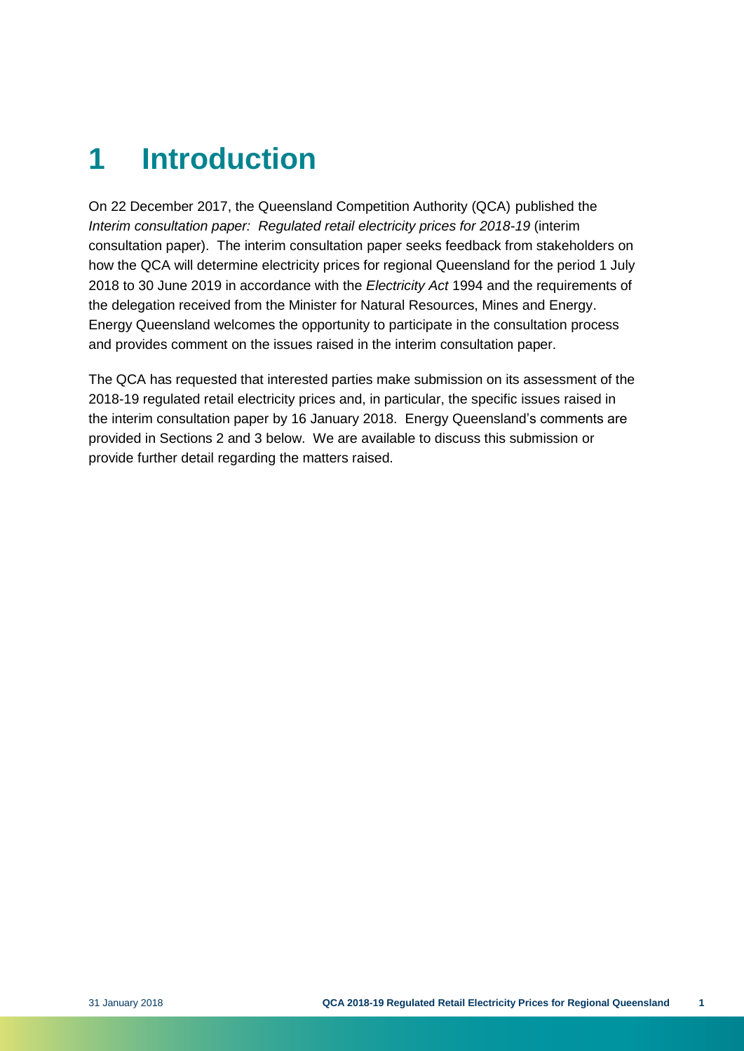# 1 Introduction

On 22 December 2017, the Queensland Competition Authority (QCA) published the *Interim consultation paper: Regulated retail electricity prices for 2018-19* (interim consultation paper). The interim consultation paper seeks feedback from stakeholders on how the QCA will determine electricity prices for regional Queensland for the period 1 July 2018 to 30 June 2019 in accordance with the *Electricity Act* 1994 and the requirements of the delegation received from the Minister for Natural Resources, Mines and Energy. Energy Queensland welcomes the opportunity to participate in the consultation process and provides comment on the issues raised in the interim consultation paper.

The QCA has requested that interested parties make submission on its assessment of the 2018-19 regulated retail electricity prices and, in particular, the specific issues raised in the interim consultation paper by 16 January 2018. Energy Queensland's comments are provided in Sections 2 and 3 below. We are available to discuss this submission or provide further detail regarding the matters raised.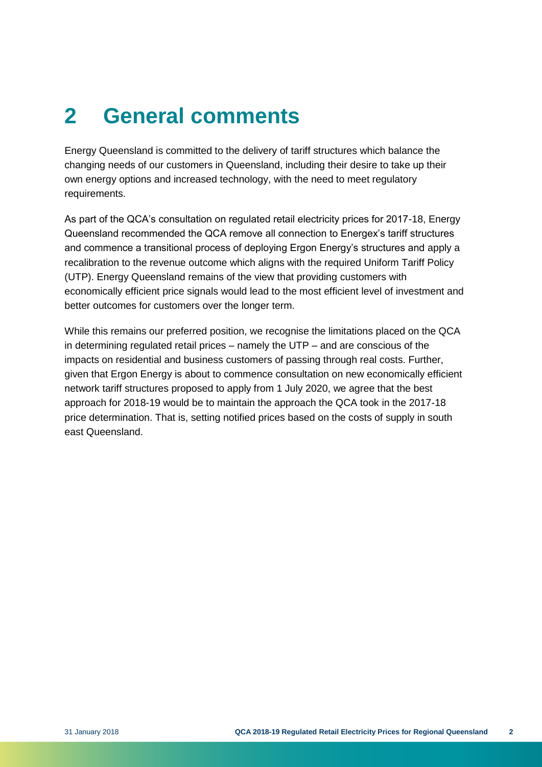# 2 General comments

Energy Queensland is committed to the delivery of tariff structures which balance the changing needs of our customers in Queensland, including their desire to take up their own energy options and increased technology, with the need to meet regulatory requirements.

As part of the QCA's consultation on regulated retail electricity prices for 2017-18, Energy Queensland recommended the QCA remove all connection to Energex's tariff structures and commence a transitional process of deploying Ergon Energy's structures and apply a recalibration to the revenue outcome which aligns with the required Uniform Tariff Policy (UTP). Energy Queensland remains of the view that providing customers with economically efficient price signals would lead to the most efficient level of investment and better outcomes for customers over the longer term.

While this remains our preferred position, we recognise the limitations placed on the QCA in determining regulated retail prices – namely the UTP – and are conscious of the impacts on residential and business customers of passing through real costs. Further, given that Ergon Energy is about to commence consultation on new economically efficient network tariff structures proposed to apply from 1 July 2020, we agree that the best approach for 2018-19 would be to maintain the approach the QCA took in the 2017-18 price determination. That is, setting notified prices based on the costs of supply in south east Queensland.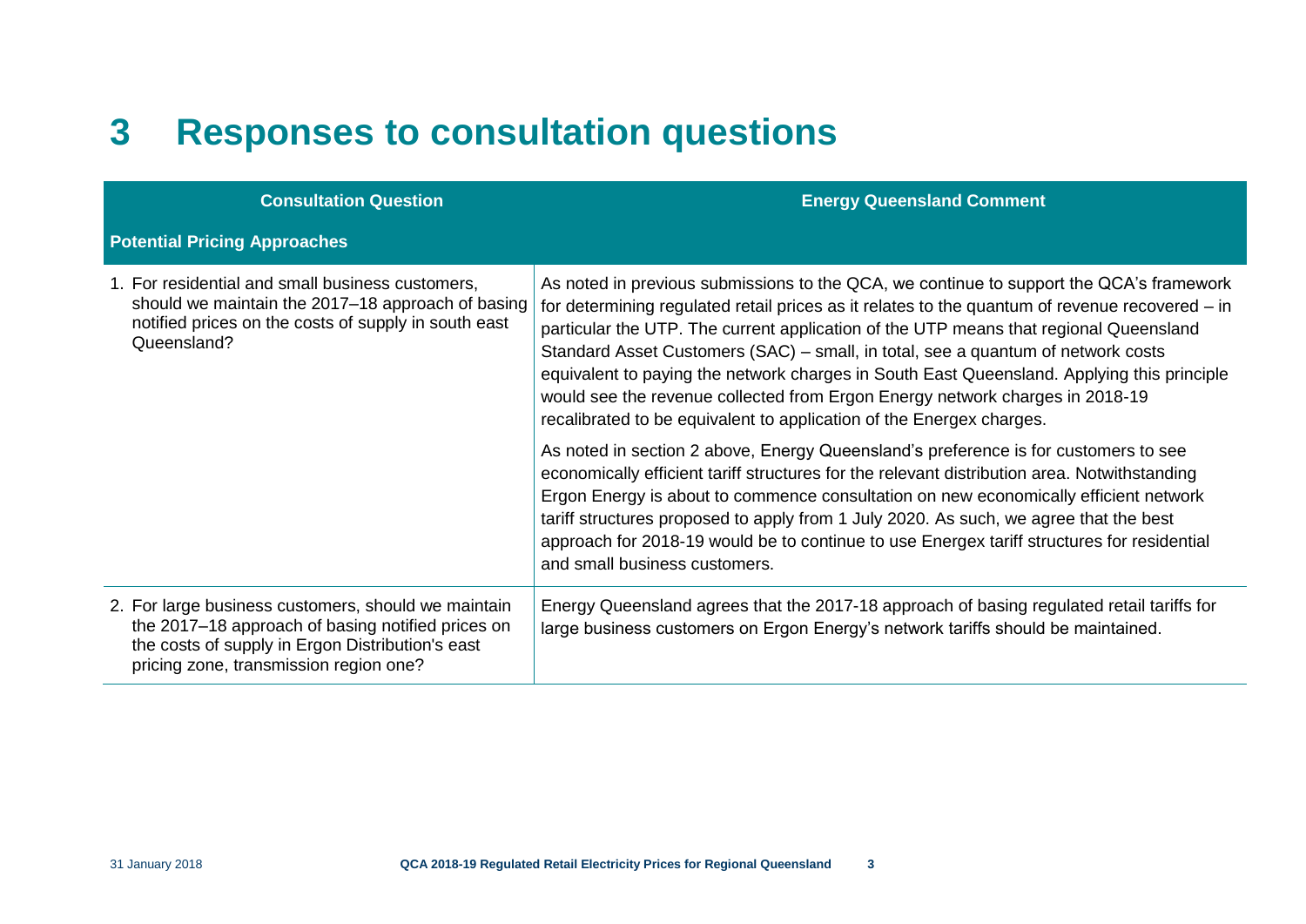# 3 Responses to consultation questions

| Consultation Question | Energy Queensland Comment |
| --- | --- |
| **Potential Pricing Approaches** | |
| 1. For residential and small business customers, should we maintain the 2017–18 approach of basing notified prices on the costs of supply in south east Queensland? | As noted in previous submissions to the QCA, we continue to support the QCA's framework for determining regulated retail prices as it relates to the quantum of revenue recovered – in particular the UTP. The current application of the UTP means that regional Queensland Standard Asset Customers (SAC) – small, in total, see a quantum of network costs equivalent to paying the network charges in South East Queensland. Applying this principle would see the revenue collected from Ergon Energy network charges in 2018-19 recalibrated to be equivalent to application of the Energex charges.<br><br>As noted in section 2 above, Energy Queensland's preference is for customers to see economically efficient tariff structures for the relevant distribution area. Notwithstanding Ergon Energy is about to commence consultation on new economically efficient network tariff structures proposed to apply from 1 July 2020. As such, we agree that the best approach for 2018-19 would be to continue to use Energex tariff structures for residential and small business customers. |
| 2. For large business customers, should we maintain the 2017–18 approach of basing notified prices on the costs of supply in Ergon Distribution's east pricing zone, transmission region one? | Energy Queensland agrees that the 2017-18 approach of basing regulated retail tariffs for large business customers on Ergon Energy's network tariffs should be maintained. |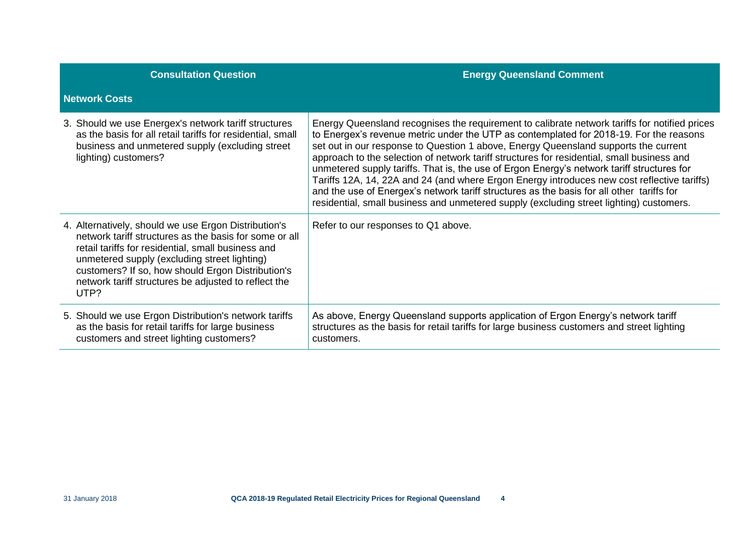| Consultation Question | Energy Queensland Comment |
|---|---|
| **Network Costs** | |
| 3. Should we use Energex's network tariff structures as the basis for all retail tariffs for residential, small business and unmetered supply (excluding street lighting) customers? | Energy Queensland recognises the requirement to calibrate network tariffs for notified prices to Energex's revenue metric under the UTP as contemplated for 2018-19. For the reasons set out in our response to Question 1 above, Energy Queensland supports the current approach to the selection of network tariff structures for residential, small business and unmetered supply tariffs. That is, the use of Ergon Energy's network tariff structures for Tariffs 12A, 14, 22A and 24 (and where Ergon Energy introduces new cost reflective tariffs) and the use of Energex's network tariff structures as the basis for all other tariffs for residential, small business and unmetered supply (excluding street lighting) customers. |
| 4. Alternatively, should we use Ergon Distribution's network tariff structures as the basis for some or all retail tariffs for residential, small business and unmetered supply (excluding street lighting) customers? If so, how should Ergon Distribution's network tariff structures be adjusted to reflect the UTP? | Refer to our responses to Q1 above. |
| 5. Should we use Ergon Distribution's network tariffs as the basis for retail tariffs for large business customers and street lighting customers? | As above, Energy Queensland supports application of Ergon Energy's network tariff structures as the basis for retail tariffs for large business customers and street lighting customers. |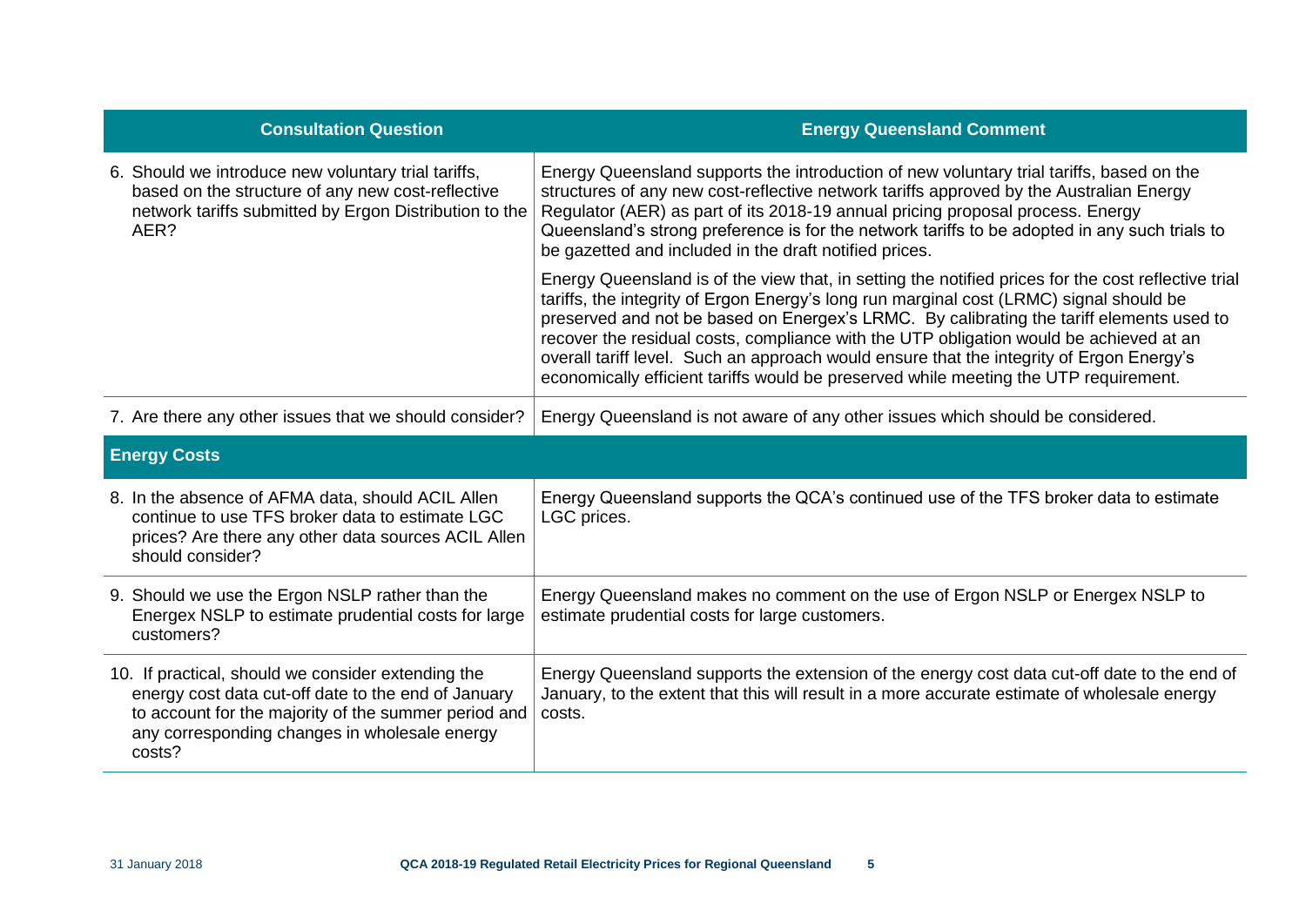| Consultation Question | Energy Queensland Comment |
|---|---|
| 6. Should we introduce new voluntary trial tariffs, based on the structure of any new cost-reflective network tariffs submitted by Ergon Distribution to the AER? | Energy Queensland supports the introduction of new voluntary trial tariffs, based on the structures of any new cost-reflective network tariffs approved by the Australian Energy Regulator (AER) as part of its 2018-19 annual pricing proposal process. Energy Queensland's strong preference is for the network tariffs to be adopted in any such trials to be gazetted and included in the draft notified prices.<br><br>Energy Queensland is of the view that, in setting the notified prices for the cost reflective trial tariffs, the integrity of Ergon Energy's long run marginal cost (LRMC) signal should be preserved and not be based on Energex's LRMC. By calibrating the tariff elements used to recover the residual costs, compliance with the UTP obligation would be achieved at an overall tariff level. Such an approach would ensure that the integrity of Ergon Energy's economically efficient tariffs would be preserved while meeting the UTP requirement. |
| 7. Are there any other issues that we should consider? | Energy Queensland is not aware of any other issues which should be considered. |
| **Energy Costs** | |
| 8. In the absence of AFMA data, should ACIL Allen continue to use TFS broker data to estimate LGC prices? Are there any other data sources ACIL Allen should consider? | Energy Queensland supports the QCA's continued use of the TFS broker data to estimate LGC prices. |
| 9. Should we use the Ergon NSLP rather than the Energex NSLP to estimate prudential costs for large customers? | Energy Queensland makes no comment on the use of Ergon NSLP or Energex NSLP to estimate prudential costs for large customers. |
| 10. If practical, should we consider extending the energy cost data cut-off date to the end of January to account for the majority of the summer period and any corresponding changes in wholesale energy costs? | Energy Queensland supports the extension of the energy cost data cut-off date to the end of January, to the extent that this will result in a more accurate estimate of wholesale energy costs. |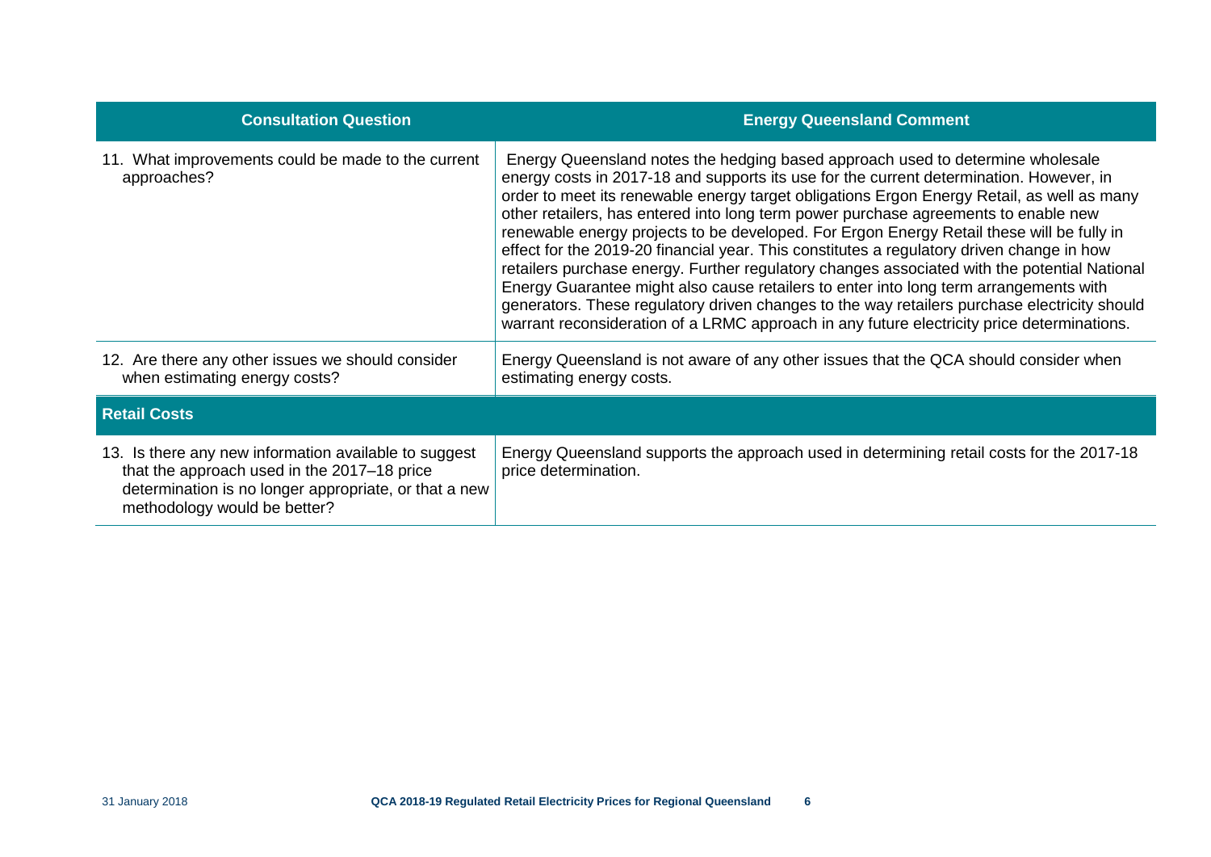| Consultation Question | Energy Queensland Comment |
| --- | --- |
| 11. What improvements could be made to the current approaches? | Energy Queensland notes the hedging based approach used to determine wholesale energy costs in 2017-18 and supports its use for the current determination. However, in order to meet its renewable energy target obligations Ergon Energy Retail, as well as many other retailers, has entered into long term power purchase agreements to enable new renewable energy projects to be developed. For Ergon Energy Retail these will be fully in effect for the 2019-20 financial year. This constitutes a regulatory driven change in how retailers purchase energy. Further regulatory changes associated with the potential National Energy Guarantee might also cause retailers to enter into long term arrangements with generators. These regulatory driven changes to the way retailers purchase electricity should warrant reconsideration of a LRMC approach in any future electricity price determinations. |
| 12. Are there any other issues we should consider when estimating energy costs? | Energy Queensland is not aware of any other issues that the QCA should consider when estimating energy costs. |
| **Retail Costs** | |
| 13. Is there any new information available to suggest that the approach used in the 2017–18 price determination is no longer appropriate, or that a new methodology would be better? | Energy Queensland supports the approach used in determining retail costs for the 2017-18 price determination. |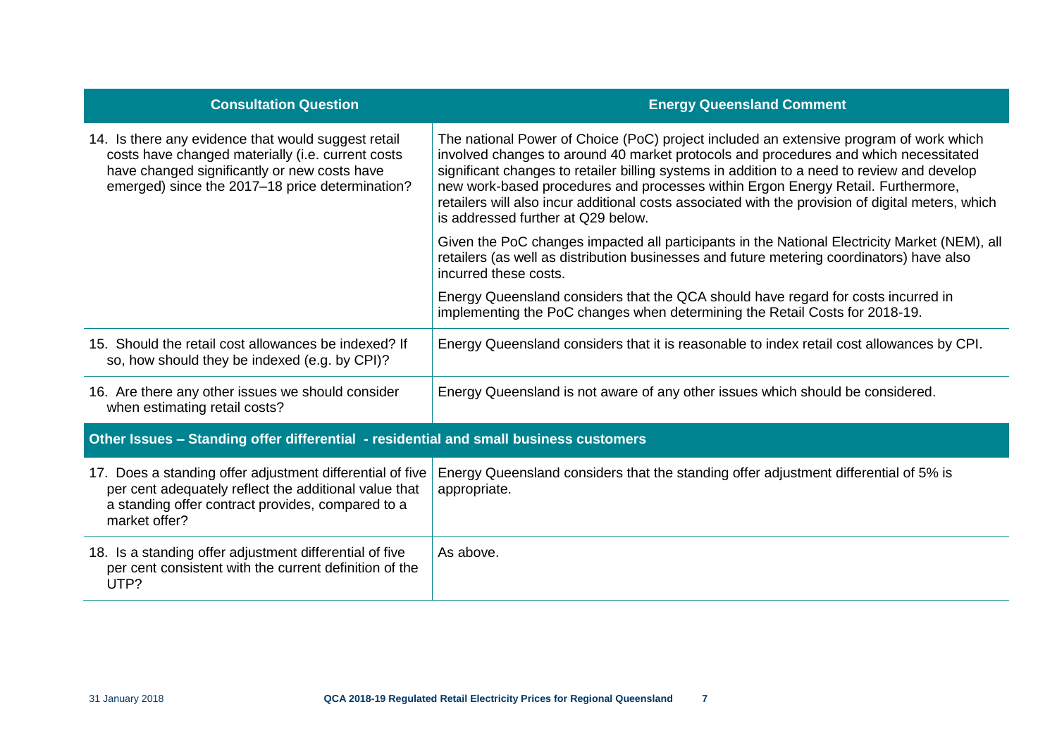| Consultation Question | Energy Queensland Comment |
| --- | --- |
| 14. Is there any evidence that would suggest retail costs have changed materially (i.e. current costs have changed significantly or new costs have emerged) since the 2017–18 price determination? | The national Power of Choice (PoC) project included an extensive program of work which involved changes to around 40 market protocols and procedures and which necessitated significant changes to retailer billing systems in addition to a need to review and develop new work-based procedures and processes within Ergon Energy Retail. Furthermore, retailers will also incur additional costs associated with the provision of digital meters, which is addressed further at Q29 below.<br><br>Given the PoC changes impacted all participants in the National Electricity Market (NEM), all retailers (as well as distribution businesses and future metering coordinators) have also incurred these costs.<br><br>Energy Queensland considers that the QCA should have regard for costs incurred in implementing the PoC changes when determining the Retail Costs for 2018-19. |
| 15. Should the retail cost allowances be indexed? If so, how should they be indexed (e.g. by CPI)? | Energy Queensland considers that it is reasonable to index retail cost allowances by CPI. |
| 16. Are there any other issues we should consider when estimating retail costs? | Energy Queensland is not aware of any other issues which should be considered. |
| **Other Issues – Standing offer differential - residential and small business customers** | |
| 17. Does a standing offer adjustment differential of five per cent adequately reflect the additional value that a standing offer contract provides, compared to a market offer? | Energy Queensland considers that the standing offer adjustment differential of 5% is appropriate. |
| 18. Is a standing offer adjustment differential of five per cent consistent with the current definition of the UTP? | As above. |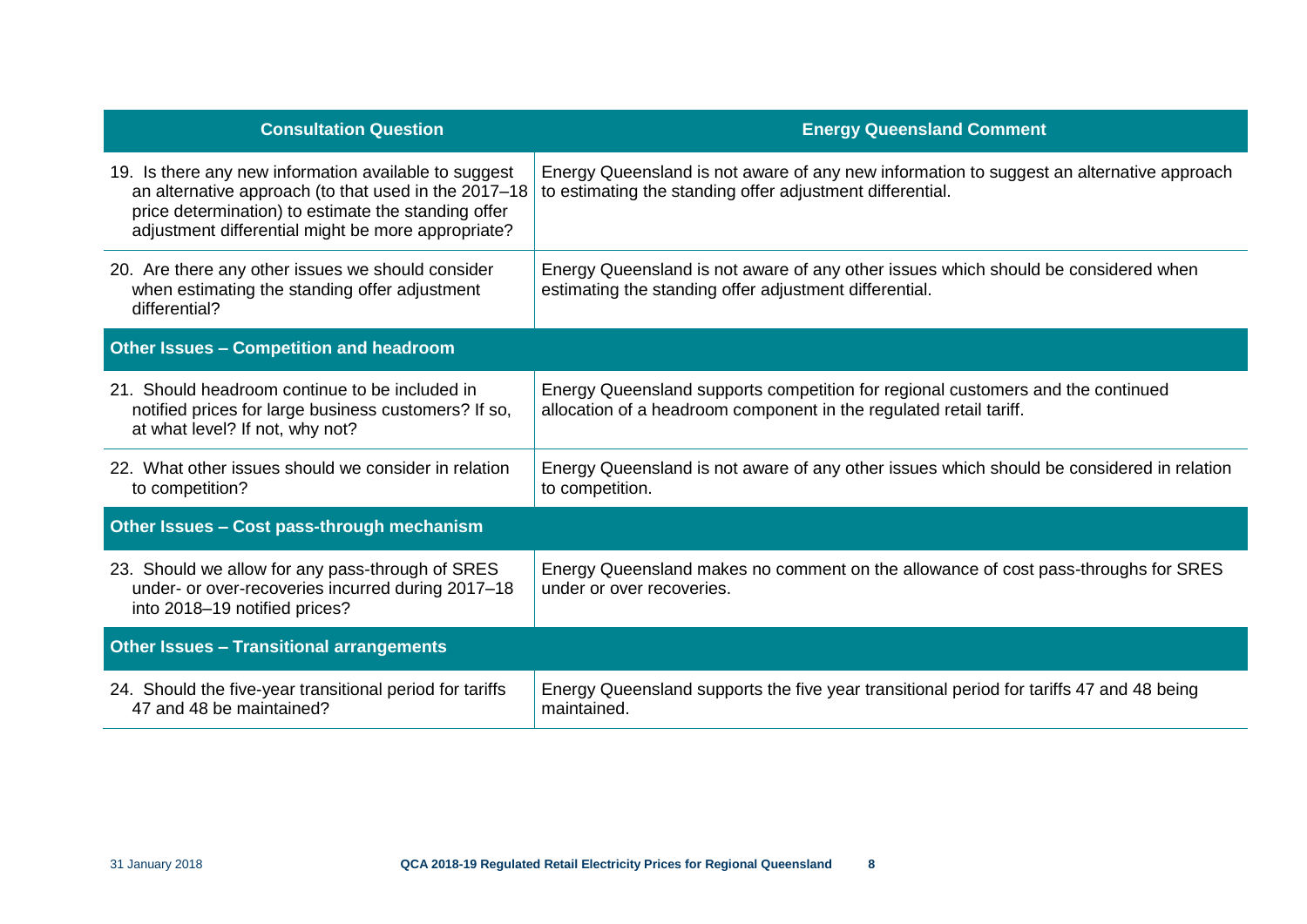| Consultation Question | Energy Queensland Comment |
| --- | --- |
| 19. Is there any new information available to suggest an alternative approach (to that used in the 2017–18 price determination) to estimate the standing offer adjustment differential might be more appropriate? | Energy Queensland is not aware of any new information to suggest an alternative approach to estimating the standing offer adjustment differential. |
| 20. Are there any other issues we should consider when estimating the standing offer adjustment differential? | Energy Queensland is not aware of any other issues which should be considered when estimating the standing offer adjustment differential. |
| **Other Issues – Competition and headroom** | |
| 21. Should headroom continue to be included in notified prices for large business customers? If so, at what level? If not, why not? | Energy Queensland supports competition for regional customers and the continued allocation of a headroom component in the regulated retail tariff. |
| 22. What other issues should we consider in relation to competition? | Energy Queensland is not aware of any other issues which should be considered in relation to competition. |
| **Other Issues – Cost pass-through mechanism** | |
| 23. Should we allow for any pass-through of SRES under- or over-recoveries incurred during 2017–18 into 2018–19 notified prices? | Energy Queensland makes no comment on the allowance of cost pass-throughs for SRES under or over recoveries. |
| **Other Issues – Transitional arrangements** | |
| 24. Should the five-year transitional period for tariffs 47 and 48 be maintained? | Energy Queensland supports the five year transitional period for tariffs 47 and 48 being maintained. |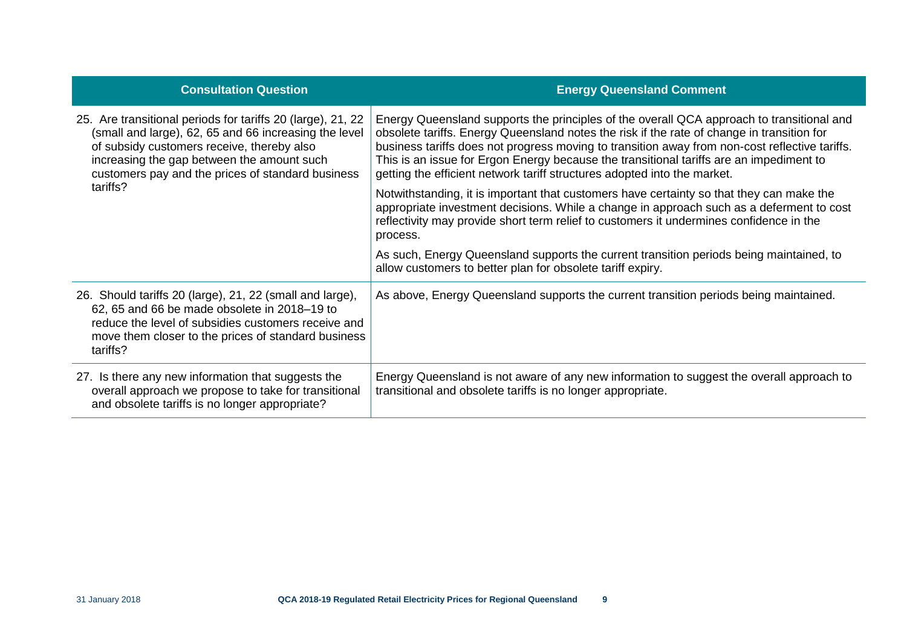| Consultation Question | Energy Queensland Comment |
| --- | --- |
| 25. Are transitional periods for tariffs 20 (large), 21, 22 (small and large), 62, 65 and 66 increasing the level of subsidy customers receive, thereby also increasing the gap between the amount such customers pay and the prices of standard business tariffs? | Energy Queensland supports the principles of the overall QCA approach to transitional and obsolete tariffs. Energy Queensland notes the risk if the rate of change in transition for business tariffs does not progress moving to transition away from non-cost reflective tariffs. This is an issue for Ergon Energy because the transitional tariffs are an impediment to getting the efficient network tariff structures adopted into the market.<br><br>Notwithstanding, it is important that customers have certainty so that they can make the appropriate investment decisions. While a change in approach such as a deferment to cost reflectivity may provide short term relief to customers it undermines confidence in the process.<br><br>As such, Energy Queensland supports the current transition periods being maintained, to allow customers to better plan for obsolete tariff expiry. |
| 26. Should tariffs 20 (large), 21, 22 (small and large), 62, 65 and 66 be made obsolete in 2018–19 to reduce the level of subsidies customers receive and move them closer to the prices of standard business tariffs? | As above, Energy Queensland supports the current transition periods being maintained. |
| 27. Is there any new information that suggests the overall approach we propose to take for transitional and obsolete tariffs is no longer appropriate? | Energy Queensland is not aware of any new information to suggest the overall approach to transitional and obsolete tariffs is no longer appropriate. |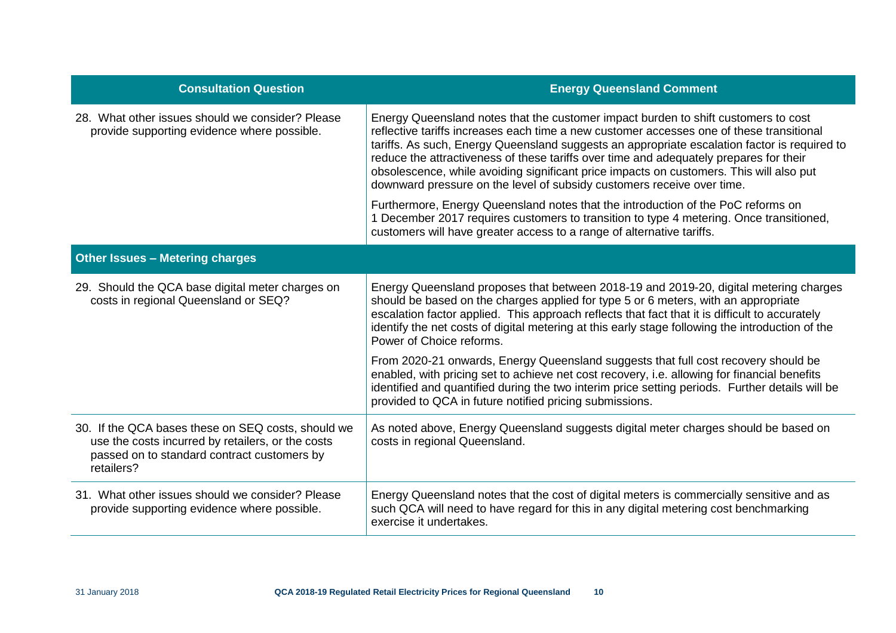| Consultation Question | Energy Queensland Comment |
| --- | --- |
| 28. What other issues should we consider? Please provide supporting evidence where possible. | Energy Queensland notes that the customer impact burden to shift customers to cost reflective tariffs increases each time a new customer accesses one of these transitional tariffs. As such, Energy Queensland suggests an appropriate escalation factor is required to reduce the attractiveness of these tariffs over time and adequately prepares for their obsolescence, while avoiding significant price impacts on customers. This will also put downward pressure on the level of subsidy customers receive over time.<br><br>Furthermore, Energy Queensland notes that the introduction of the PoC reforms on 1 December 2017 requires customers to transition to type 4 metering. Once transitioned, customers will have greater access to a range of alternative tariffs. |
| **Other Issues – Metering charges** | |
| 29. Should the QCA base digital meter charges on costs in regional Queensland or SEQ? | Energy Queensland proposes that between 2018-19 and 2019-20, digital metering charges should be based on the charges applied for type 5 or 6 meters, with an appropriate escalation factor applied. This approach reflects that fact that it is difficult to accurately identify the net costs of digital metering at this early stage following the introduction of the Power of Choice reforms.<br><br>From 2020-21 onwards, Energy Queensland suggests that full cost recovery should be enabled, with pricing set to achieve net cost recovery, i.e. allowing for financial benefits identified and quantified during the two interim price setting periods. Further details will be provided to QCA in future notified pricing submissions. |
| 30. If the QCA bases these on SEQ costs, should we use the costs incurred by retailers, or the costs passed on to standard contract customers by retailers? | As noted above, Energy Queensland suggests digital meter charges should be based on costs in regional Queensland. |
| 31. What other issues should we consider? Please provide supporting evidence where possible. | Energy Queensland notes that the cost of digital meters is commercially sensitive and as such QCA will need to have regard for this in any digital metering cost benchmarking exercise it undertakes. |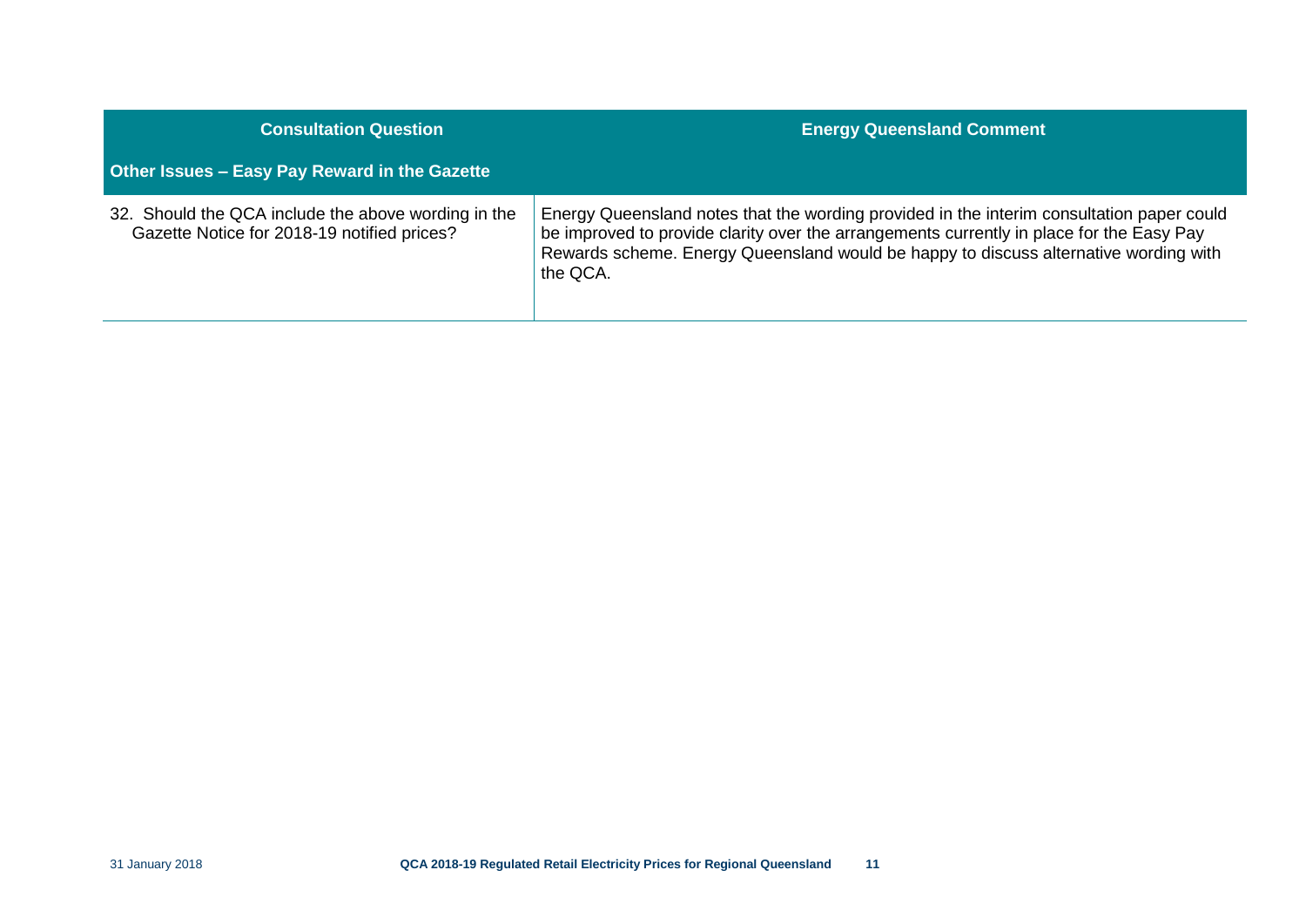| Consultation Question | Energy Queensland Comment |
|---|---|
| **Other Issues – Easy Pay Reward in the Gazette** | |
| 32. Should the QCA include the above wording in the Gazette Notice for 2018-19 notified prices? | Energy Queensland notes that the wording provided in the interim consultation paper could be improved to provide clarity over the arrangements currently in place for the Easy Pay Rewards scheme. Energy Queensland would be happy to discuss alternative wording with the QCA. |